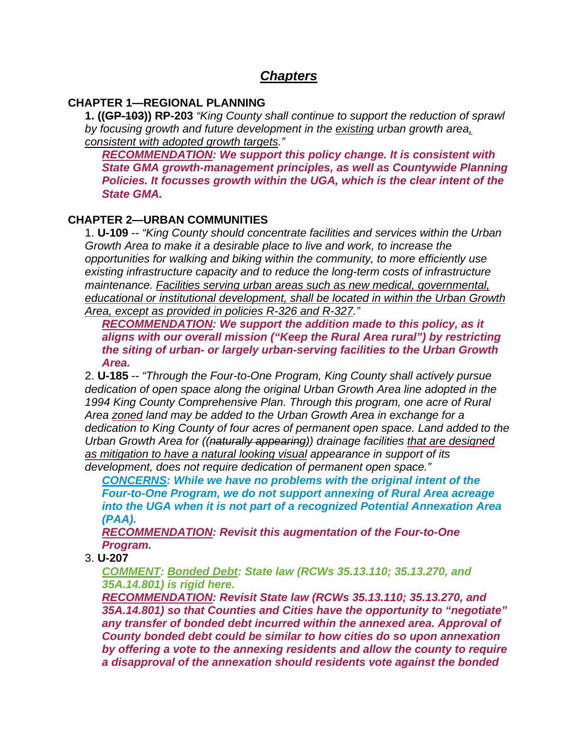# *Chapters*

## CHAPTER 1—REGIONAL PLANNING

**1. ((~~GP-103~~)) RP-203** *"King County shall continue to support the reduction of sprawl by focusing growth and future development in the existing urban growth area, consistent with adopted growth targets."*

***RECOMMENDATION: We support this policy change. It is consistent with State GMA growth-management principles, as well as Countywide Planning Policies. It focusses growth within the UGA, which is the clear intent of the State GMA.***

## CHAPTER 2—URBAN COMMUNITIES

1. **U-109** -- *"King County should concentrate facilities and services within the Urban Growth Area to make it a desirable place to live and work, to increase the opportunities for walking and biking within the community, to more efficiently use existing infrastructure capacity and to reduce the long-term costs of infrastructure maintenance. Facilities serving urban areas such as new medical, governmental, educational or institutional development, shall be located in within the Urban Growth Area, except as provided in policies R-326 and R-327."*

   ***RECOMMENDATION: We support the addition made to this policy, as it aligns with our overall mission ("Keep the Rural Area rural") by restricting the siting of urban- or largely urban-serving facilities to the Urban Growth Area.***

2. **U-185** -- *"Through the Four-to-One Program, King County shall actively pursue dedication of open space along the original Urban Growth Area line adopted in the 1994 King County Comprehensive Plan. Through this program, one acre of Rural Area zoned land may be added to the Urban Growth Area in exchange for a dedication to King County of four acres of permanent open space. Land added to the Urban Growth Area for ((~~naturally appearing~~)) drainage facilities that are designed as mitigation to have a natural looking visual appearance in support of its development, does not require dedication of permanent open space."*

   ***CONCERNS: While we have no problems with the original intent of the Four-to-One Program, we do not support annexing of Rural Area acreage into the UGA when it is not part of a recognized Potential Annexation Area (PAA).***

   ***RECOMMENDATION: Revisit this augmentation of the Four-to-One Program.***

3. **U-207**

   ***COMMENT: Bonded Debt: State law (RCWs 35.13.110; 35.13.270, and 35A.14.801) is rigid here.***

   ***RECOMMENDATION: Revisit State law (RCWs 35.13.110; 35.13.270, and 35A.14.801) so that Counties and Cities have the opportunity to "negotiate" any transfer of bonded debt incurred within the annexed area. Approval of County bonded debt could be similar to how cities do so upon annexation by offering a vote to the annexing residents and allow the county to require a disapproval of the annexation should residents vote against the bonded***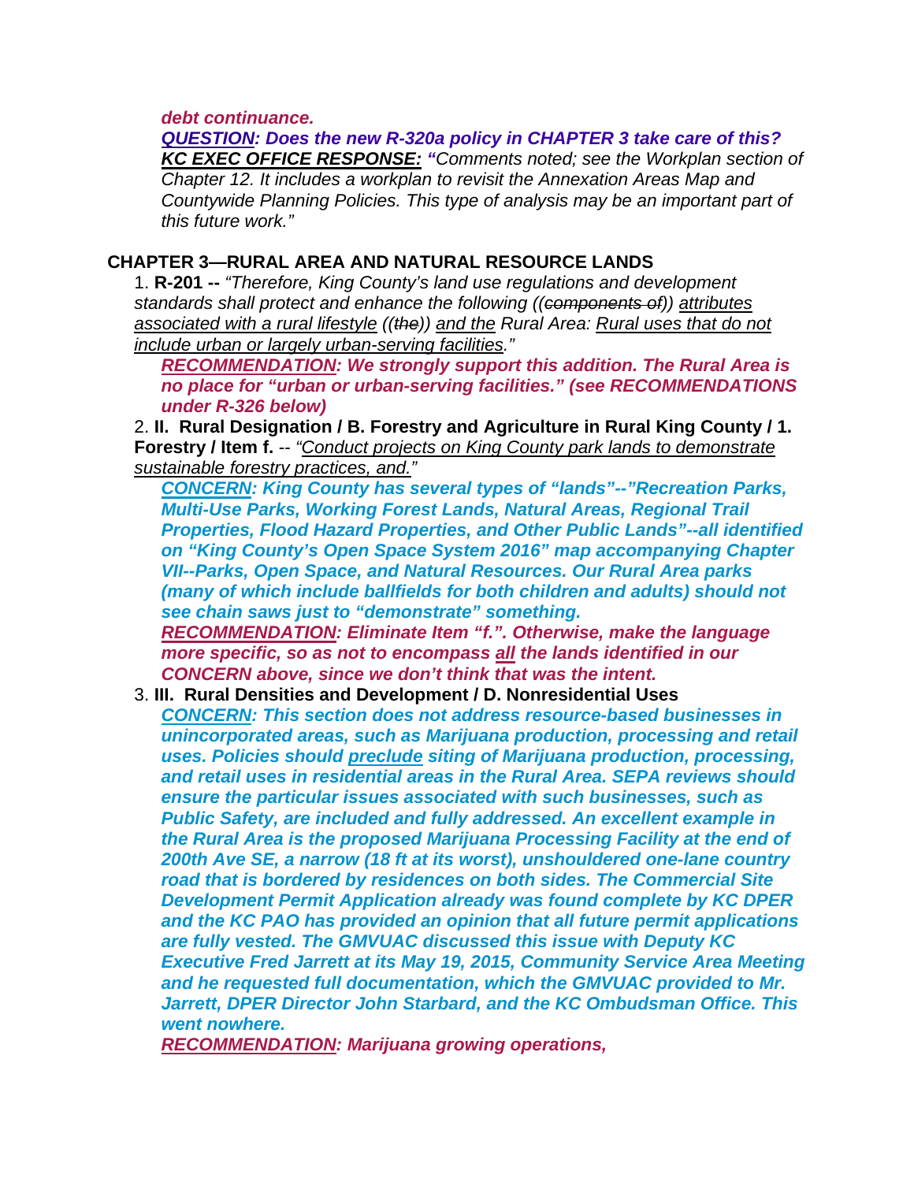***debt continuance.***

***<u>QUESTION</u>: Does the new R-320a policy in CHAPTER 3 take care of this?***
***<u>KC EXEC OFFICE RESPONSE:</u>*** *"Comments noted; see the Workplan section of Chapter 12. It includes a workplan to revisit the Annexation Areas Map and Countywide Planning Policies. This type of analysis may be an important part of this future work."*

## CHAPTER 3—RURAL AREA AND NATURAL RESOURCE LANDS

1. **R-201 --** *"Therefore, King County's land use regulations and development standards shall protect and enhance the following ((~~components of~~)) <u>attributes associated with a rural lifestyle</u> ((~~the~~)) <u>and the</u> Rural Area: <u>Rural uses that do not include urban or largely urban-serving facilities</u>."*

   ***<u>RECOMMENDATION</u>: We strongly support this addition. The Rural Area is no place for "urban or urban-serving facilities." (see RECOMMENDATIONS under R-326 below)***

2. **II. Rural Designation / B. Forestry and Agriculture in Rural King County / 1. Forestry / Item f.** -- *"<u>Conduct projects on King County park lands to demonstrate sustainable forestry practices, and.</u>"*

   ***<u>CONCERN</u>: King County has several types of "lands"--"Recreation Parks, Multi-Use Parks, Working Forest Lands, Natural Areas, Regional Trail Properties, Flood Hazard Properties, and Other Public Lands"--all identified on "King County's Open Space System 2016" map accompanying Chapter VII--Parks, Open Space, and Natural Resources. Our Rural Area parks (many of which include ballfields for both children and adults) should not see chain saws just to "demonstrate" something.***
   ***<u>RECOMMENDATION</u>: Eliminate Item "f.". Otherwise, make the language more specific, so as not to encompass <u>all</u> the lands identified in our CONCERN above, since we don't think that was the intent.***

3. **III. Rural Densities and Development / D. Nonresidential Uses**

   ***<u>CONCERN</u>: This section does not address resource-based businesses in unincorporated areas, such as Marijuana production, processing and retail uses. Policies should <u>preclude</u> siting of Marijuana production, processing, and retail uses in residential areas in the Rural Area. SEPA reviews should ensure the particular issues associated with such businesses, such as Public Safety, are included and fully addressed. An excellent example in the Rural Area is the proposed Marijuana Processing Facility at the end of 200th Ave SE, a narrow (18 ft at its worst), unshouldered one-lane country road that is bordered by residences on both sides. The Commercial Site Development Permit Application already was found complete by KC DPER and the KC PAO has provided an opinion that all future permit applications are fully vested. The GMVUAC discussed this issue with Deputy KC Executive Fred Jarrett at its May 19, 2015, Community Service Area Meeting and he requested full documentation, which the GMVUAC provided to Mr. Jarrett, DPER Director John Starbard, and the KC Ombudsman Office. This went nowhere.***
   ***<u>RECOMMENDATION</u>: Marijuana growing operations,***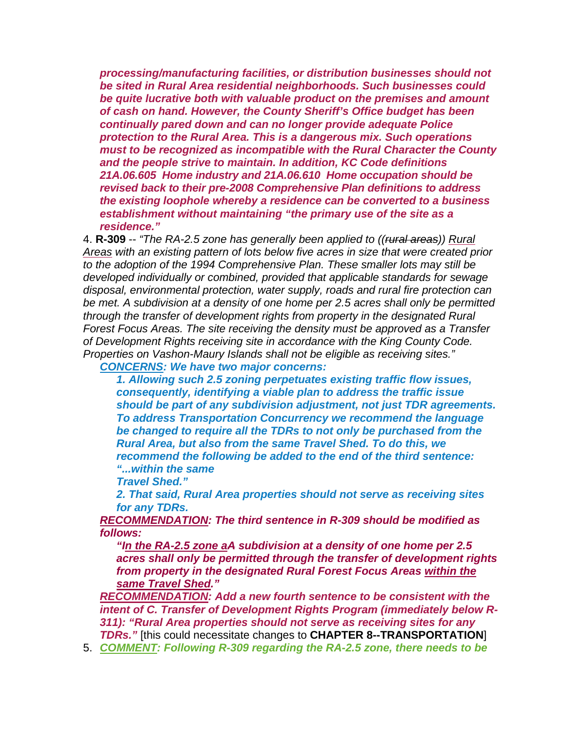***processing/manufacturing facilities, or distribution businesses should not be sited in Rural Area residential neighborhoods. Such businesses could be quite lucrative both with valuable product on the premises and amount of cash on hand. However, the County Sheriff's Office budget has been continually pared down and can no longer provide adequate Police protection to the Rural Area. This is a dangerous mix. Such operations must to be recognized as incompatible with the Rural Character the County and the people strive to maintain. In addition, KC Code definitions 21A.06.605 Home industry and 21A.06.610 Home occupation should be revised back to their pre-2008 Comprehensive Plan definitions to address the existing loophole whereby a residence can be converted to a business establishment without maintaining "the primary use of the site as a residence."***

4. **R-309** -- *"The RA-2.5 zone has generally been applied to ((~~rural areas~~)) <u>Rural Areas</u> with an existing pattern of lots below five acres in size that were created prior to the adoption of the 1994 Comprehensive Plan. These smaller lots may still be developed individually or combined, provided that applicable standards for sewage disposal, environmental protection, water supply, roads and rural fire protection can be met. A subdivision at a density of one home per 2.5 acres shall only be permitted through the transfer of development rights from property in the designated Rural Forest Focus Areas. The site receiving the density must be approved as a Transfer of Development Rights receiving site in accordance with the King County Code. Properties on Vashon-Maury Islands shall not be eligible as receiving sites."*

   ***<u>CONCERNS</u>: We have two major concerns:***

   ***1. Allowing such 2.5 zoning perpetuates existing traffic flow issues, consequently, identifying a viable plan to address the traffic issue should be part of any subdivision adjustment, not just TDR agreements. To address Transportation Concurrency we recommend the language be changed to require all the TDRs to not only be purchased from the Rural Area, but also from the same Travel Shed. To do this, we recommend the following be added to the end of the third sentence: "...within the same Travel Shed."***

   ***2. That said, Rural Area properties should not serve as receiving sites for any TDRs.***

   ***<u>RECOMMENDATION</u>: The third sentence in R-309 should be modified as follows:***

   ***"<u>In the RA-2.5 zone a</u>~~A~~ subdivision at a density of one home per 2.5 acres shall only be permitted through the transfer of development rights from property in the designated Rural Forest Focus Areas <u>within the same Travel Shed</u>."***

   ***<u>RECOMMENDATION</u>: Add a new fourth sentence to be consistent with the intent of C. Transfer of Development Rights Program (immediately below R-311): "Rural Area properties should not serve as receiving sites for any TDRs."*** [this could necessitate changes to **CHAPTER 8--TRANSPORTATION**]

5. ***<u>COMMENT</u>: Following R-309 regarding the RA-2.5 zone, there needs to be***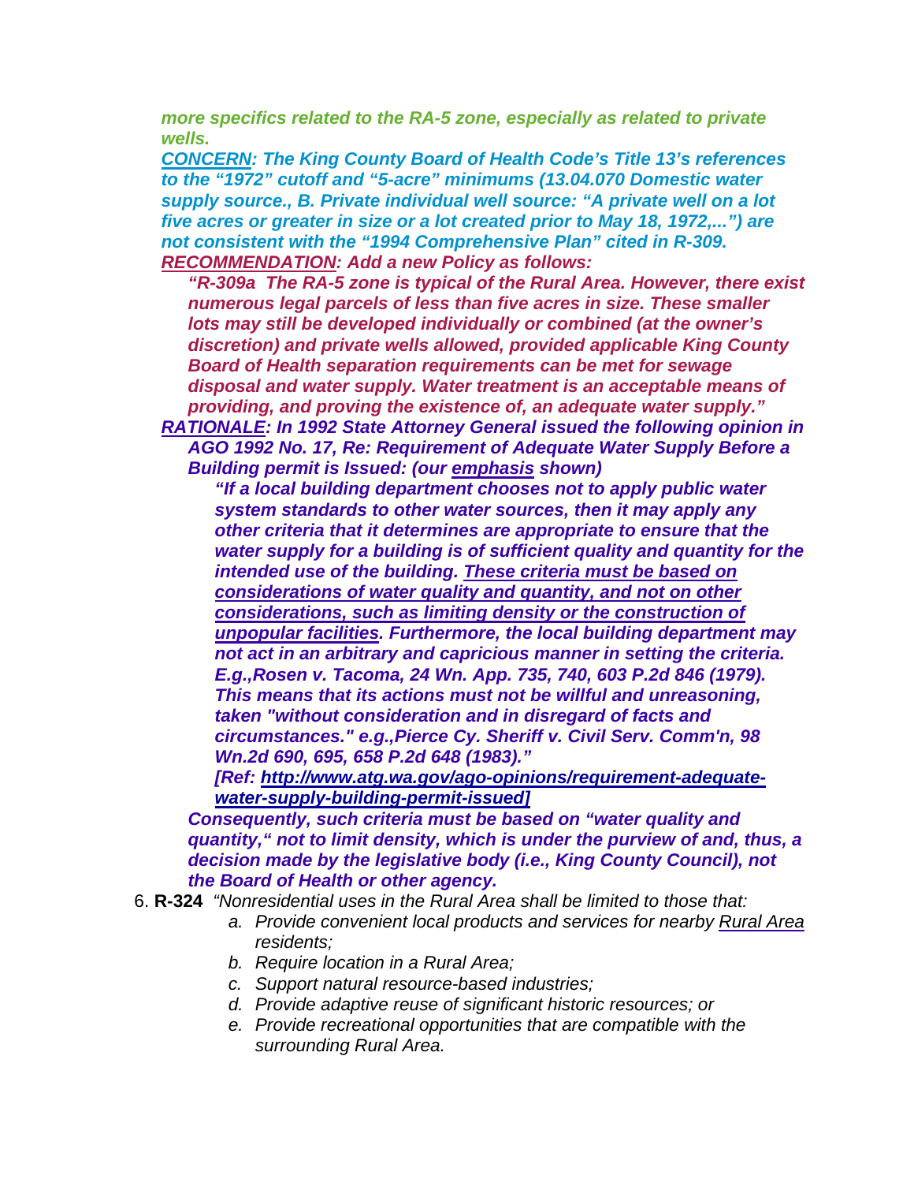***more specifics related to the RA-5 zone, especially as related to private wells.***

***<u>CONCERN</u>: The King County Board of Health Code's Title 13's references to the "1972" cutoff and "5-acre" minimums (13.04.070 Domestic water supply source., B. Private individual well source: "A private well on a lot five acres or greater in size or a lot created prior to May 18, 1972,...") are not consistent with the "1994 Comprehensive Plan" cited in R-309.***

***<u>RECOMMENDATION</u>: Add a new Policy as follows:***

> ***"R-309a The RA-5 zone is typical of the Rural Area. However, there exist numerous legal parcels of less than five acres in size. These smaller lots may still be developed individually or combined (at the owner's discretion) and private wells allowed, provided applicable King County Board of Health separation requirements can be met for sewage disposal and water supply. Water treatment is an acceptable means of providing, and proving the existence of, an adequate water supply."***

***<u>RATIONALE</u>: In 1992 State Attorney General issued the following opinion in AGO 1992 No. 17, Re: Requirement of Adequate Water Supply Before a Building permit is Issued: (our <u>emphasis</u> shown)***

> ***"If a local building department chooses not to apply public water system standards to other water sources, then it may apply any other criteria that it determines are appropriate to ensure that the water supply for a building is of sufficient quality and quantity for the intended use of the building. <u>These criteria must be based on considerations of water quality and quantity, and not on other considerations, such as limiting density or the construction of unpopular facilities</u>. Furthermore, the local building department may not act in an arbitrary and capricious manner in setting the criteria. E.g.,Rosen v. Tacoma, 24 Wn. App. 735, 740, 603 P.2d 846 (1979). This means that its actions must not be willful and unreasoning, taken "without consideration and in disregard of facts and circumstances." e.g.,Pierce Cy. Sheriff v. Civil Serv. Comm'n, 98 Wn.2d 690, 695, 658 P.2d 648 (1983)."***
>
> ***[Ref: <u>http://www.atg.wa.gov/ago-opinions/requirement-adequate-water-supply-building-permit-issued</u>]***

***Consequently, such criteria must be based on "water quality and quantity," not to limit density, which is under the purview of and, thus, a decision made by the legislative body (i.e., King County Council), not the Board of Health or other agency.***

6. **R-324** *"Nonresidential uses in the Rural Area shall be limited to those that:*
   - *a. Provide convenient local products and services for nearby <u>Rural Area</u> residents;*
   - *b. Require location in a Rural Area;*
   - *c. Support natural resource-based industries;*
   - *d. Provide adaptive reuse of significant historic resources; or*
   - *e. Provide recreational opportunities that are compatible with the surrounding Rural Area.*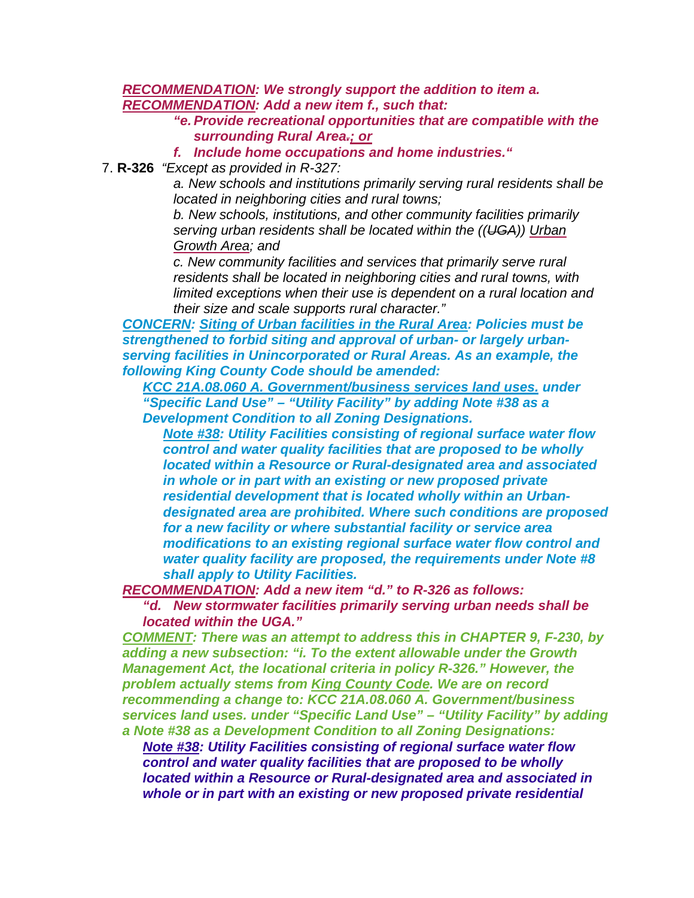***<u>RECOMMENDATION</u>: We strongly support the addition to item a.***
***<u>RECOMMENDATION</u>: Add a new item f., such that:***

> ***"e. Provide recreational opportunities that are compatible with the surrounding Rural Area~~.~~<u>; or</u>***
> ***f. Include home occupations and home industries."***

7. **R-326** *"Except as provided in R-327:*

   *a. New schools and institutions primarily serving rural residents shall be located in neighboring cities and rural towns;*

   *b. New schools, institutions, and other community facilities primarily serving urban residents shall be located within the ((~~UGA~~)) <u>Urban Growth Area</u>; and*

   *c. New community facilities and services that primarily serve rural residents shall be located in neighboring cities and rural towns, with limited exceptions when their use is dependent on a rural location and their size and scale supports rural character."*

***<u>CONCERN</u>: <u>Siting of Urban facilities in the Rural Area</u>: Policies must be strengthened to forbid siting and approval of urban- or largely urban-serving facilities in Unincorporated or Rural Areas. As an example, the following King County Code should be amended:***

> ***<u>KCC 21A.08.060 A. Government/business services land uses.</u> under "Specific Land Use" – "Utility Facility" by adding Note #38 as a Development Condition to all Zoning Designations.***
>
> > ***<u>Note #38</u>: Utility Facilities consisting of regional surface water flow control and water quality facilities that are proposed to be wholly located within a Resource or Rural-designated area and associated in whole or in part with an existing or new proposed private residential development that is located wholly within an Urban-designated area are prohibited. Where such conditions are proposed for a new facility or where substantial facility or service area modifications to an existing regional surface water flow control and water quality facility are proposed, the requirements under Note #8 shall apply to Utility Facilities.***

***<u>RECOMMENDATION</u>: Add a new item "d." to R-326 as follows:***

> ***"d. New stormwater facilities primarily serving urban needs shall be located within the UGA."***

***<u>COMMENT</u>: There was an attempt to address this in CHAPTER 9, F-230, by adding a new subsection: "i. To the extent allowable under the Growth Management Act, the locational criteria in policy R-326." However, the problem actually stems from <u>King County Code</u>. We are on record recommending a change to: KCC 21A.08.060 A. Government/business services land uses. under "Specific Land Use" – "Utility Facility" by adding a Note #38 as a Development Condition to all Zoning Designations:***

> ***<u>Note #38</u>: Utility Facilities consisting of regional surface water flow control and water quality facilities that are proposed to be wholly located within a Resource or Rural-designated area and associated in whole or in part with an existing or new proposed private residential***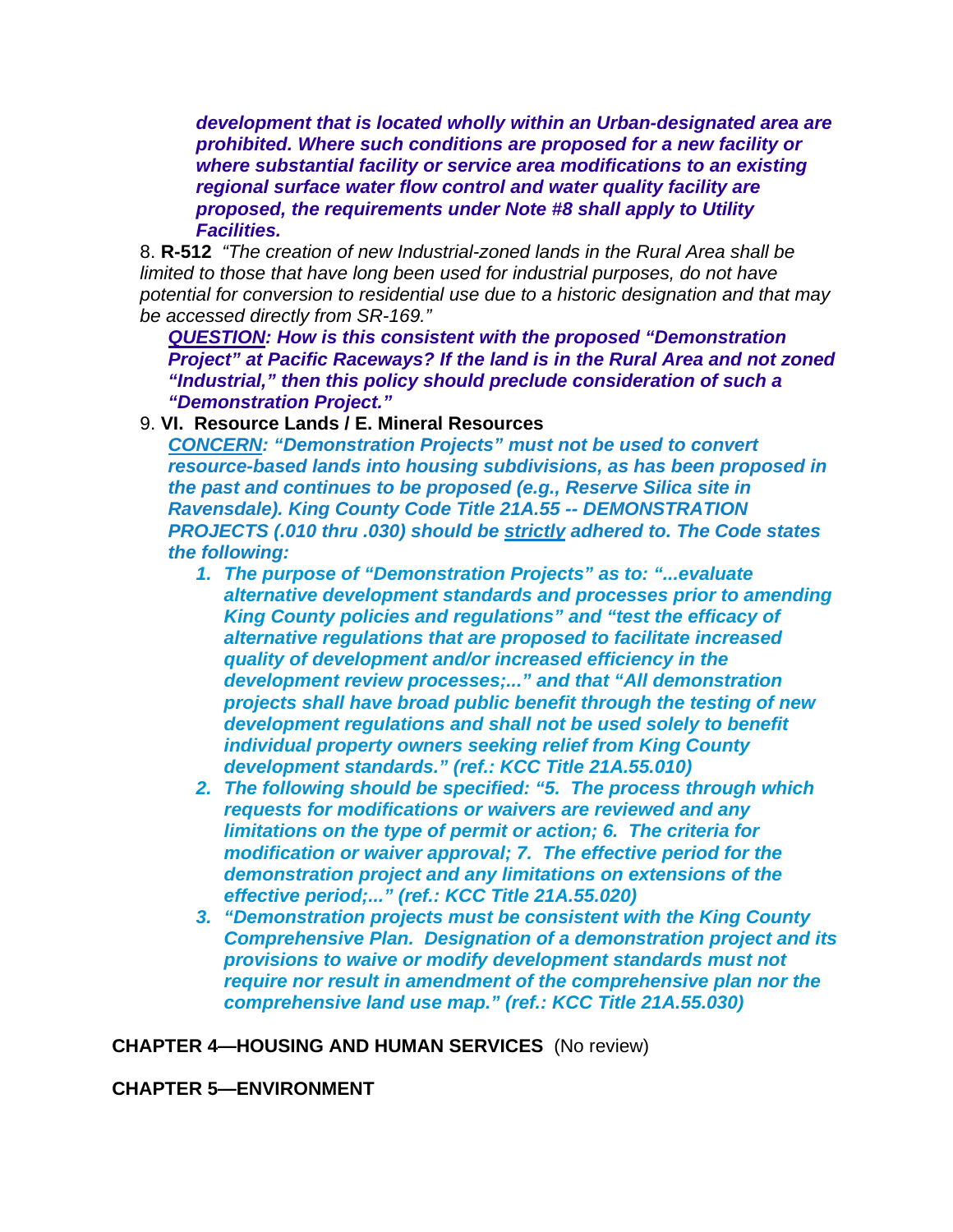***development that is located wholly within an Urban-designated area are prohibited. Where such conditions are proposed for a new facility or where substantial facility or service area modifications to an existing regional surface water flow control and water quality facility are proposed, the requirements under Note #8 shall apply to Utility Facilities.***

8. **R-512** *"The creation of new Industrial-zoned lands in the Rural Area shall be limited to those that have long been used for industrial purposes, do not have potential for conversion to residential use due to a historic designation and that may be accessed directly from SR-169."*

   ***<u>QUESTION</u>: How is this consistent with the proposed "Demonstration Project" at Pacific Raceways? If the land is in the Rural Area and not zoned "Industrial," then this policy should preclude consideration of such a "Demonstration Project."***

9. **VI. Resource Lands / E. Mineral Resources**

   ***<u>CONCERN</u>: "Demonstration Projects" must not be used to convert resource-based lands into housing subdivisions, as has been proposed in the past and continues to be proposed (e.g., Reserve Silica site in Ravensdale). King County Code Title 21A.55 -- DEMONSTRATION PROJECTS (.010 thru .030) should be <u>strictly</u> adhered to. The Code states the following:***

   1. ***The purpose of "Demonstration Projects" as to: "...evaluate alternative development standards and processes prior to amending King County policies and regulations" and "test the efficacy of alternative regulations that are proposed to facilitate increased quality of development and/or increased efficiency in the development review processes;..." and that "All demonstration projects shall have broad public benefit through the testing of new development regulations and shall not be used solely to benefit individual property owners seeking relief from King County development standards." (ref.: KCC Title 21A.55.010)***
   2. ***The following should be specified: "5. The process through which requests for modifications or waivers are reviewed and any limitations on the type of permit or action; 6. The criteria for modification or waiver approval; 7. The effective period for the demonstration project and any limitations on extensions of the effective period;..." (ref.: KCC Title 21A.55.020)***
   3. ***"Demonstration projects must be consistent with the King County Comprehensive Plan. Designation of a demonstration project and its provisions to waive or modify development standards must not require nor result in amendment of the comprehensive plan nor the comprehensive land use map." (ref.: KCC Title 21A.55.030)***

**CHAPTER 4—HOUSING AND HUMAN SERVICES** (No review)

**CHAPTER 5—ENVIRONMENT**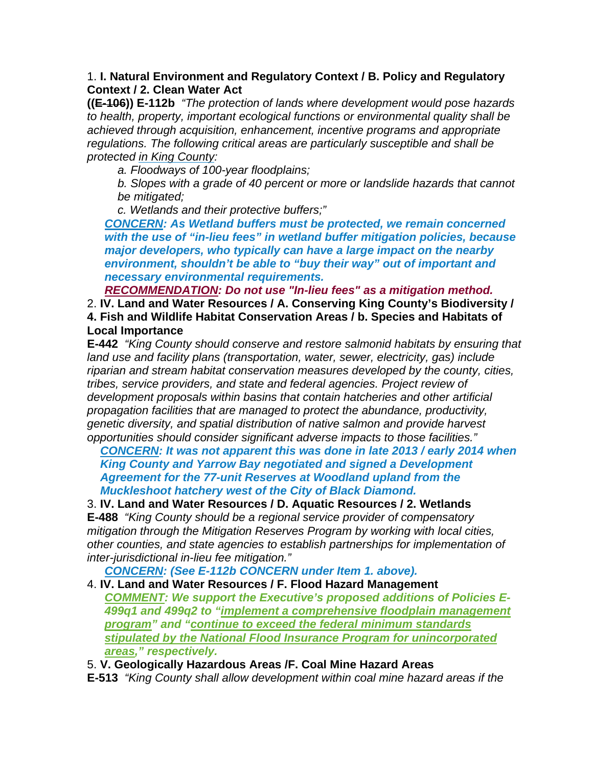1. **I. Natural Environment and Regulatory Context / B. Policy and Regulatory Context / 2. Clean Water Act**

**((~~E-106~~)) E-112b** *"The protection of lands where development would pose hazards to health, property, important ecological functions or environmental quality shall be achieved through acquisition, enhancement, incentive programs and appropriate regulations. The following critical areas are particularly susceptible and shall be protected <u>in King County</u>:*

*a. Floodways of 100-year floodplains;*

*b. Slopes with a grade of 40 percent or more or landslide hazards that cannot be mitigated;*

*c. Wetlands and their protective buffers;"*

***<u>CONCERN</u>: As Wetland buffers must be protected, we remain concerned with the use of "in-lieu fees" in wetland buffer mitigation policies, because major developers, who typically can have a large impact on the nearby environment, shouldn't be able to "buy their way" out of important and necessary environmental requirements.***

***<u>RECOMMENDATION</u>: Do not use "In-lieu fees" as a mitigation method.***

2. **IV. Land and Water Resources / A. Conserving King County's Biodiversity / 4. Fish and Wildlife Habitat Conservation Areas / b. Species and Habitats of Local Importance**

**E-442** *"King County should conserve and restore salmonid habitats by ensuring that land use and facility plans (transportation, water, sewer, electricity, gas) include riparian and stream habitat conservation measures developed by the county, cities, tribes, service providers, and state and federal agencies. Project review of development proposals within basins that contain hatcheries and other artificial propagation facilities that are managed to protect the abundance, productivity, genetic diversity, and spatial distribution of native salmon and provide harvest opportunities should consider significant adverse impacts to those facilities."*

***<u>CONCERN</u>: It was not apparent this was done in late 2013 / early 2014 when King County and Yarrow Bay negotiated and signed a Development Agreement for the 77-unit Reserves at Woodland upland from the Muckleshoot hatchery west of the City of Black Diamond.***

3. **IV. Land and Water Resources / D. Aquatic Resources / 2. Wetlands**

**E-488** *"King County should be a regional service provider of compensatory mitigation through the Mitigation Reserves Program by working with local cities, other counties, and state agencies to establish partnerships for implementation of inter-jurisdictional in-lieu fee mitigation."*

***<u>CONCERN</u>: (See E-112b CONCERN under Item 1. above).***

4. **IV. Land and Water Resources / F. Flood Hazard Management**

***<u>COMMENT</u>: We support the Executive's proposed additions of Policies E-499q1 and 499q2 to "<u>implement a comprehensive floodplain management program</u>" and "<u>continue to exceed the federal minimum standards stipulated by the National Flood Insurance Program for unincorporated areas</u>," respectively.***

5. **V. Geologically Hazardous Areas /F. Coal Mine Hazard Areas**

**E-513** *"King County shall allow development within coal mine hazard areas if the*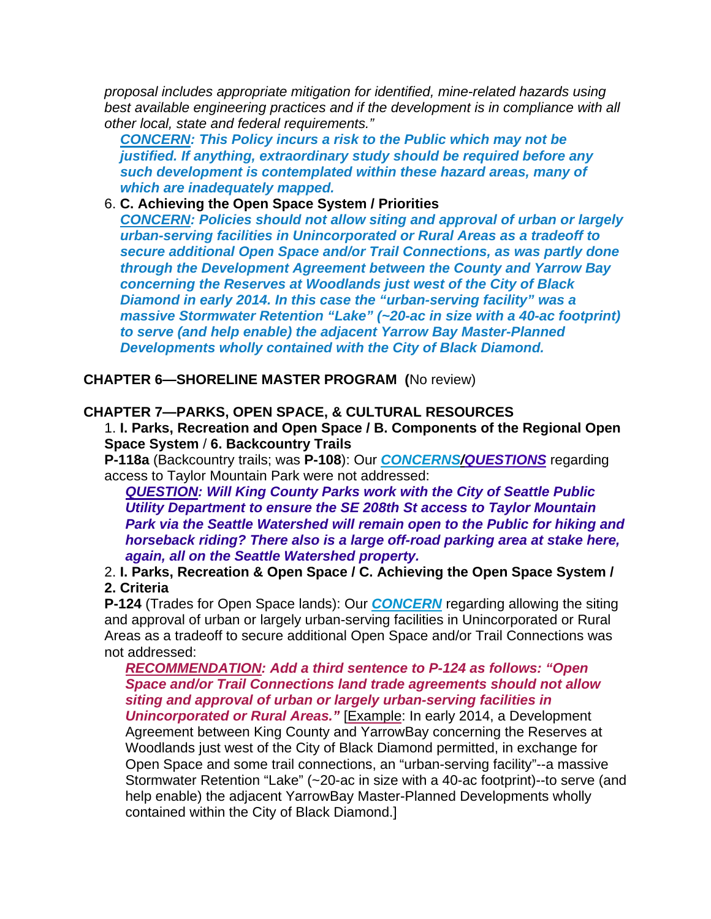*proposal includes appropriate mitigation for identified, mine-related hazards using best available engineering practices and if the development is in compliance with all other local, state and federal requirements."*

***CONCERN*: *This Policy incurs a risk to the Public which may not be justified. If anything, extraordinary study should be required before any such development is contemplated within these hazard areas, many of which are inadequately mapped.***

6. **C. Achieving the Open Space System / Priorities**

   ***CONCERN*: *Policies should not allow siting and approval of urban or largely urban-serving facilities in Unincorporated or Rural Areas as a tradeoff to secure additional Open Space and/or Trail Connections, as was partly done through the Development Agreement between the County and Yarrow Bay concerning the Reserves at Woodlands just west of the City of Black Diamond in early 2014. In this case the "urban-serving facility" was a massive Stormwater Retention "Lake" (~20-ac in size with a 40-ac footprint) to serve (and help enable) the adjacent Yarrow Bay Master-Planned Developments wholly contained with the City of Black Diamond.***

**CHAPTER 6—SHORELINE MASTER PROGRAM (**No review)

**CHAPTER 7—PARKS, OPEN SPACE, & CULTURAL RESOURCES**

1. **I. Parks, Recreation and Open Space** / **B. Components of the Regional Open Space System** / **6. Backcountry Trails**

   **P-118a** (Backcountry trails; was **P-108**): Our ***CONCERNS/QUESTIONS*** regarding access to Taylor Mountain Park were not addressed:

   ***QUESTION*: *Will King County Parks work with the City of Seattle Public Utility Department to ensure the SE 208th St access to Taylor Mountain Park via the Seattle Watershed will remain open to the Public for hiking and horseback riding? There also is a large off-road parking area at stake here, again, all on the Seattle Watershed property.***

2. **I. Parks, Recreation & Open Space / C. Achieving the Open Space System / 2. Criteria**

   **P-124** (Trades for Open Space lands): Our ***CONCERN*** regarding allowing the siting and approval of urban or largely urban-serving facilities in Unincorporated or Rural Areas as a tradeoff to secure additional Open Space and/or Trail Connections was not addressed:

   ***RECOMMENDATION*: *Add a third sentence to P-124 as follows: "Open Space and/or Trail Connections land trade agreements should not allow siting and approval of urban or largely urban-serving facilities in Unincorporated or Rural Areas."*** [Example: In early 2014, a Development Agreement between King County and YarrowBay concerning the Reserves at Woodlands just west of the City of Black Diamond permitted, in exchange for Open Space and some trail connections, an "urban-serving facility"--a massive Stormwater Retention "Lake" (~20-ac in size with a 40-ac footprint)--to serve (and help enable) the adjacent YarrowBay Master-Planned Developments wholly contained within the City of Black Diamond.]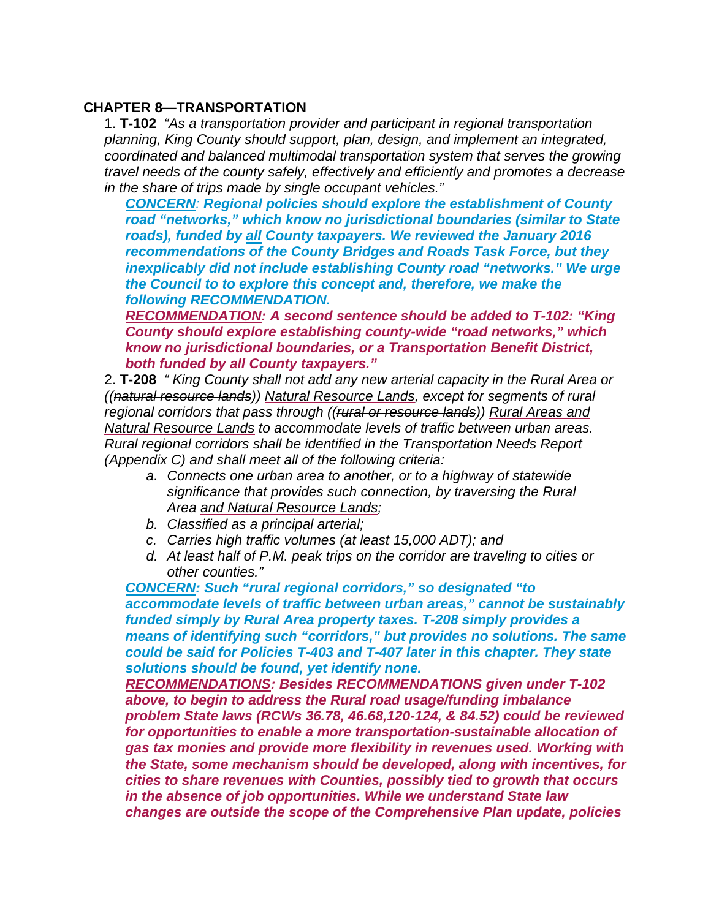## CHAPTER 8—TRANSPORTATION

1. **T-102** *"As a transportation provider and participant in regional transportation planning, King County should support, plan, design, and implement an integrated, coordinated and balanced multimodal transportation system that serves the growing travel needs of the county safely, effectively and efficiently and promotes a decrease in the share of trips made by single occupant vehicles."*

   ***<u>CONCERN</u>: Regional policies should explore the establishment of County road "networks," which know no jurisdictional boundaries (similar to State roads), funded by <u>all</u> County taxpayers. We reviewed the January 2016 recommendations of the County Bridges and Roads Task Force, but they inexplicably did not include establishing County road "networks." We urge the Council to to explore this concept and, therefore, we make the following RECOMMENDATION.***

   ***<u>RECOMMENDATION</u>: A second sentence should be added to T-102: "King County should explore establishing county-wide "road networks," which know no jurisdictional boundaries, or a Transportation Benefit District, both funded by all County taxpayers."***

2. **T-208** *" King County shall not add any new arterial capacity in the Rural Area or ((~~natural resource lands~~)) <u>Natural Resource Lands</u>, except for segments of rural regional corridors that pass through ((~~rural or resource lands~~)) <u>Rural Areas and Natural Resource Lands</u> to accommodate levels of traffic between urban areas. Rural regional corridors shall be identified in the Transportation Needs Report (Appendix C) and shall meet all of the following criteria:*

   a. *Connects one urban area to another, or to a highway of statewide significance that provides such connection, by traversing the Rural Area <u>and Natural Resource Lands</u>;*
   b. *Classified as a principal arterial;*
   c. *Carries high traffic volumes (at least 15,000 ADT); and*
   d. *At least half of P.M. peak trips on the corridor are traveling to cities or other counties."*

   ***<u>CONCERN</u>: Such "rural regional corridors," so designated "to accommodate levels of traffic between urban areas," cannot be sustainably funded simply by Rural Area property taxes. T-208 simply provides a means of identifying such "corridors," but provides no solutions. The same could be said for Policies T-403 and T-407 later in this chapter. They state solutions should be found, yet identify none.***

   ***<u>RECOMMENDATIONS</u>: Besides RECOMMENDATIONS given under T-102 above, to begin to address the Rural road usage/funding imbalance problem State laws (RCWs 36.78, 46.68,120-124, & 84.52) could be reviewed for opportunities to enable a more transportation-sustainable allocation of gas tax monies and provide more flexibility in revenues used. Working with the State, some mechanism should be developed, along with incentives, for cities to share revenues with Counties, possibly tied to growth that occurs in the absence of job opportunities. While we understand State law changes are outside the scope of the Comprehensive Plan update, policies***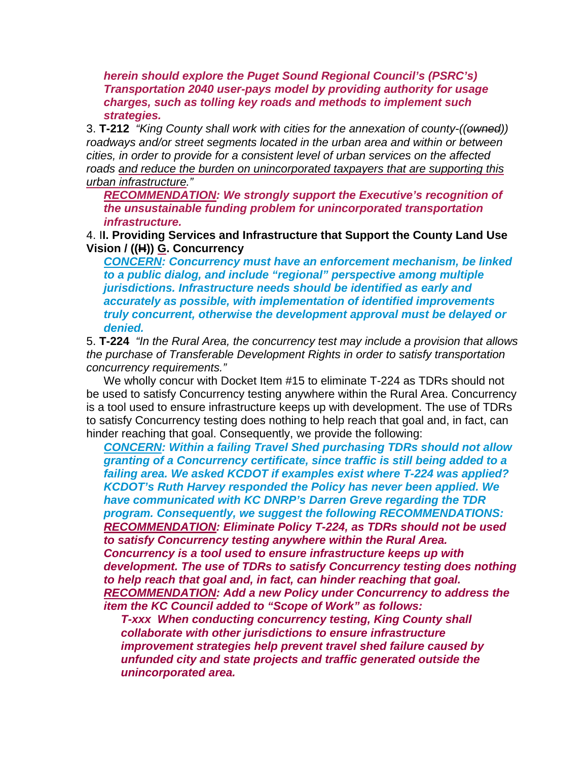*herein should explore the Puget Sound Regional Council's (PSRC's) Transportation 2040 user-pays model by providing authority for usage charges, such as tolling key roads and methods to implement such strategies.*

3. **T-212** *"King County shall work with cities for the annexation of county-((~~owned~~)) roadways and/or street segments located in the urban area and within or between cities, in order to provide for a consistent level of urban services on the affected roads <u>and reduce the burden on unincorporated taxpayers that are supporting this urban infrastructure</u>."*

   ***<u>RECOMMENDATION</u>: We strongly support the Executive's recognition of the unsustainable funding problem for unincorporated transportation infrastructure.***

4. I**I. Providing Services and Infrastructure that Support the County Land Use Vision / ((~~H~~)) <u>G</u>. Concurrency**

   ***<u>CONCERN</u>: Concurrency must have an enforcement mechanism, be linked to a public dialog, and include "regional" perspective among multiple jurisdictions. Infrastructure needs should be identified as early and accurately as possible, with implementation of identified improvements truly concurrent, otherwise the development approval must be delayed or denied.***

5. **T-224** *"In the Rural Area, the concurrency test may include a provision that allows the purchase of Transferable Development Rights in order to satisfy transportation concurrency requirements."*

   We wholly concur with Docket Item #15 to eliminate T-224 as TDRs should not be used to satisfy Concurrency testing anywhere within the Rural Area. Concurrency is a tool used to ensure infrastructure keeps up with development. The use of TDRs to satisfy Concurrency testing does nothing to help reach that goal and, in fact, can hinder reaching that goal. Consequently, we provide the following:

   ***<u>CONCERN</u>: Within a failing Travel Shed purchasing TDRs should not allow granting of a Concurrency certificate, since traffic is still being added to a failing area. We asked KCDOT if examples exist where T-224 was applied? KCDOT's Ruth Harvey responded the Policy has never been applied. We have communicated with KC DNRP's Darren Greve regarding the TDR program. Consequently, we suggest the following RECOMMENDATIONS:***

   ***<u>RECOMMENDATION</u>: Eliminate Policy T-224, as TDRs should not be used to satisfy Concurrency testing anywhere within the Rural Area. Concurrency is a tool used to ensure infrastructure keeps up with development. The use of TDRs to satisfy Concurrency testing does nothing to help reach that goal and, in fact, can hinder reaching that goal.***

   ***<u>RECOMMENDATION</u>: Add a new Policy under Concurrency to address the item the KC Council added to "Scope of Work" as follows:***

   > ***T-xxx When conducting concurrency testing, King County shall collaborate with other jurisdictions to ensure infrastructure improvement strategies help prevent travel shed failure caused by unfunded city and state projects and traffic generated outside the unincorporated area.***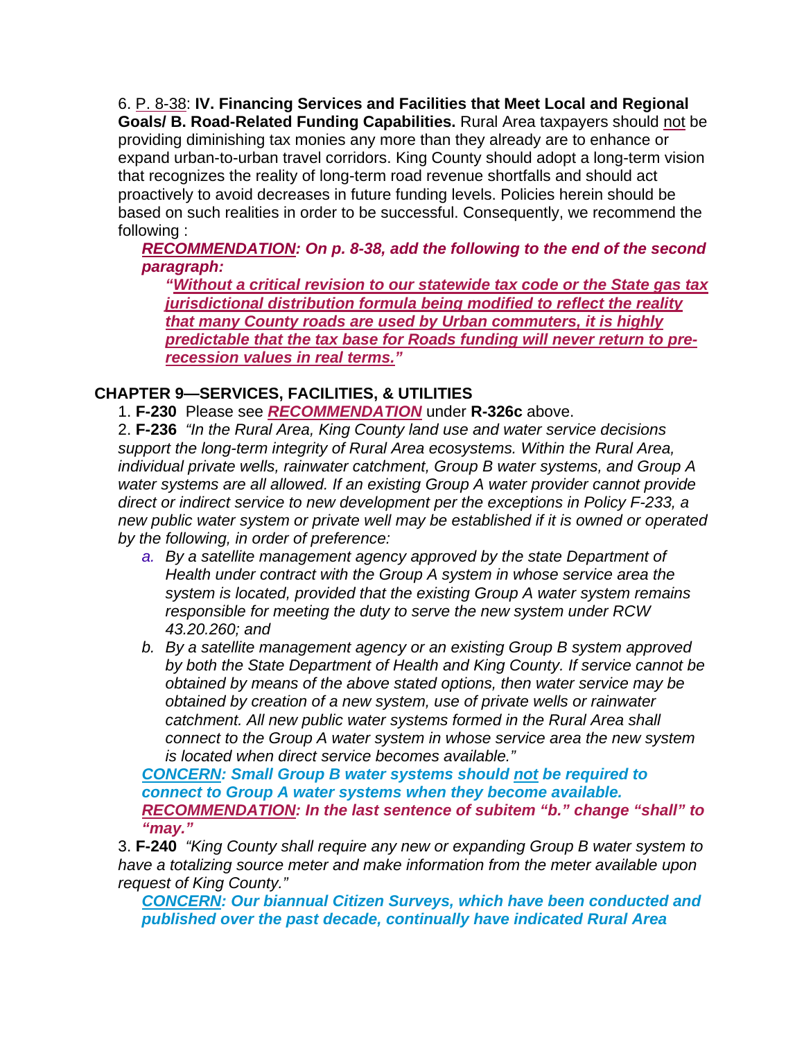6. <u>P. 8-38</u>: **IV. Financing Services and Facilities that Meet Local and Regional Goals/ B. Road-Related Funding Capabilities.** Rural Area taxpayers should <u>not</u> be providing diminishing tax monies any more than they already are to enhance or expand urban-to-urban travel corridors. King County should adopt a long-term vision that recognizes the reality of long-term road revenue shortfalls and should act proactively to avoid decreases in future funding levels. Policies herein should be based on such realities in order to be successful. Consequently, we recommend the following :

> ***<u>RECOMMENDATION</u>: On p. 8-38, add the following to the end of the second paragraph:***
>
> ***"<u>Without a critical revision to our statewide tax code or the State gas tax jurisdictional distribution formula being modified to reflect the reality that many County roads are used by Urban commuters, it is highly predictable that the tax base for Roads funding will never return to pre-recession values in real terms.</u>"***

## CHAPTER 9—SERVICES, FACILITIES, & UTILITIES

1. **F-230** Please see ***<u>RECOMMENDATION</u>*** under **R-326c** above.

2. **F-236** *"In the Rural Area, King County land use and water service decisions support the long-term integrity of Rural Area ecosystems. Within the Rural Area, individual private wells, rainwater catchment, Group B water systems, and Group A water systems are all allowed. If an existing Group A water provider cannot provide direct or indirect service to new development per the exceptions in Policy F-233, a new public water system or private well may be established if it is owned or operated by the following, in order of preference:*

   *a. By a satellite management agency approved by the state Department of Health under contract with the Group A system in whose service area the system is located, provided that the existing Group A water system remains responsible for meeting the duty to serve the new system under RCW 43.20.260; and*

   *b. By a satellite management agency or an existing Group B system approved by both the State Department of Health and King County. If service cannot be obtained by means of the above stated options, then water service may be obtained by creation of a new system, use of private wells or rainwater catchment. All new public water systems formed in the Rural Area shall connect to the Group A water system in whose service area the new system is located when direct service becomes available."*

   ***<u>CONCERN</u>: Small Group B water systems should <u>not</u> be required to connect to Group A water systems when they become available.***
   ***<u>RECOMMENDATION</u>: In the last sentence of subitem "b." change "shall" to "may."***

3. **F-240** *"King County shall require any new or expanding Group B water system to have a totalizing source meter and make information from the meter available upon request of King County."*

   ***<u>CONCERN</u>: Our biannual Citizen Surveys, which have been conducted and published over the past decade, continually have indicated Rural Area***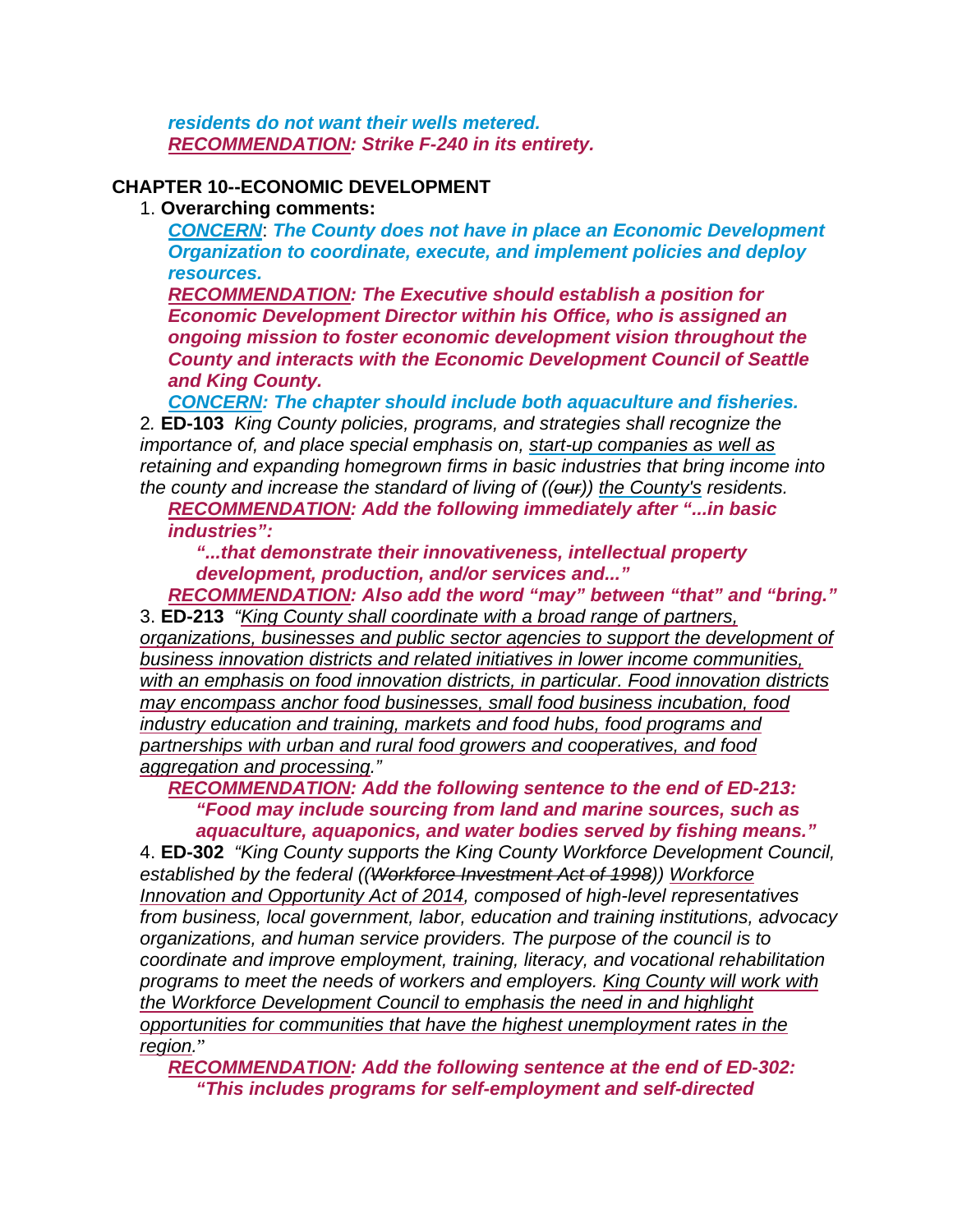***residents do not want their wells metered.***
***<u>RECOMMENDATION</u>: Strike F-240 in its entirety.***

**CHAPTER 10--ECONOMIC DEVELOPMENT**

1. **Overarching comments:**

   ***<u>CONCERN</u>: The County does not have in place an Economic Development Organization to coordinate, execute, and implement policies and deploy resources.***

   ***<u>RECOMMENDATION</u>: The Executive should establish a position for Economic Development Director within his Office, who is assigned an ongoing mission to foster economic development vision throughout the County and interacts with the Economic Development Council of Seattle and King County.***

   ***<u>CONCERN</u>: The chapter should include both aquaculture and fisheries.***

2. **ED-103** *King County policies, programs, and strategies shall recognize the importance of, and place special emphasis on, <u>start-up companies as well as</u> retaining and expanding homegrown firms in basic industries that bring income into the county and increase the standard of living of ((~~our~~)) <u>the County's</u> residents.*

   ***<u>RECOMMENDATION</u>: Add the following immediately after "...in basic industries":***

   > ***"...that demonstrate their innovativeness, intellectual property development, production, and/or services and..."***

   ***<u>RECOMMENDATION</u>: Also add the word "may" between "that" and "bring."***

3. **ED-213** *"<u>King County shall coordinate with a broad range of partners, organizations, businesses and public sector agencies to support the development of business innovation districts and related initiatives in lower income communities, with an emphasis on food innovation districts, in particular. Food innovation districts may encompass anchor food businesses, small food business incubation, food industry education and training, markets and food hubs, food programs and partnerships with urban and rural food growers and cooperatives, and food aggregation and processing</u>."*

   ***<u>RECOMMENDATION</u>: Add the following sentence to the end of ED-213:***

   > ***"Food may include sourcing from land and marine sources, such as aquaculture, aquaponics, and water bodies served by fishing means."***

4. **ED-302** *"King County supports the King County Workforce Development Council, established by the federal ((~~Workforce Investment Act of 1998~~)) <u>Workforce Innovation and Opportunity Act of 2014</u>, composed of high-level representatives from business, local government, labor, education and training institutions, advocacy organizations, and human service providers. The purpose of the council is to coordinate and improve employment, training, literacy, and vocational rehabilitation programs to meet the needs of workers and employers. <u>King County will work with the Workforce Development Council to emphasis the need in and highlight opportunities for communities that have the highest unemployment rates in the region</u>."*

   ***<u>RECOMMENDATION</u>: Add the following sentence at the end of ED-302:***

   > ***"This includes programs for self-employment and self-directed***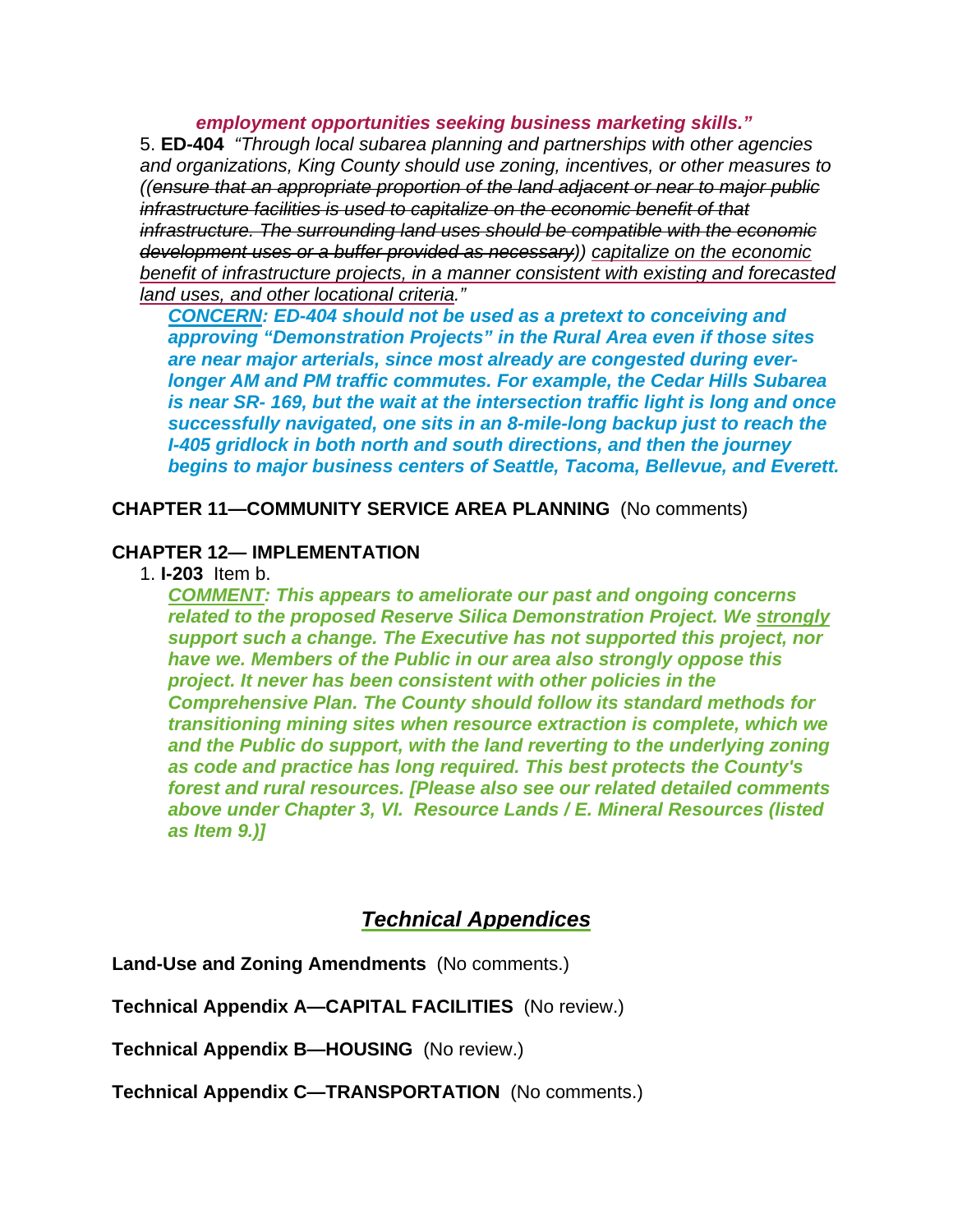***employment opportunities seeking business marketing skills."***

5. **ED-404** *"Through local subarea planning and partnerships with other agencies and organizations, King County should use zoning, incentives, or other measures to ((~~ensure that an appropriate proportion of the land adjacent or near to major public infrastructure facilities is used to capitalize on the economic benefit of that infrastructure. The surrounding land uses should be compatible with the economic development uses or a buffer provided as necessary~~)) <u>capitalize on the economic benefit of infrastructure projects, in a manner consistent with existing and forecasted land uses, and other locational criteria</u>."*

   ***<u>CONCERN</u>: ED-404 should not be used as a pretext to conceiving and approving "Demonstration Projects" in the Rural Area even if those sites are near major arterials, since most already are congested during ever-longer AM and PM traffic commutes. For example, the Cedar Hills Subarea is near SR- 169, but the wait at the intersection traffic light is long and once successfully navigated, one sits in an 8-mile-long backup just to reach the I-405 gridlock in both north and south directions, and then the journey begins to major business centers of Seattle, Tacoma, Bellevue, and Everett.***

**CHAPTER 11—COMMUNITY SERVICE AREA PLANNING** (No comments)

**CHAPTER 12— IMPLEMENTATION**

1. **I-203** Item b.

   ***<u>COMMENT</u>: This appears to ameliorate our past and ongoing concerns related to the proposed Reserve Silica Demonstration Project. We <u>strongly</u> support such a change. The Executive has not supported this project, nor have we. Members of the Public in our area also strongly oppose this project. It never has been consistent with other policies in the Comprehensive Plan. The County should follow its standard methods for transitioning mining sites when resource extraction is complete, which we and the Public do support, with the land reverting to the underlying zoning as code and practice has long required. This best protects the County's forest and rural resources. [Please also see our related detailed comments above under Chapter 3, VI. Resource Lands / E. Mineral Resources (listed as Item 9.)]***

## ***<u>Technical Appendices</u>***

**Land-Use and Zoning Amendments** (No comments.)

**Technical Appendix A—CAPITAL FACILITIES** (No review.)

**Technical Appendix B—HOUSING** (No review.)

**Technical Appendix C—TRANSPORTATION** (No comments.)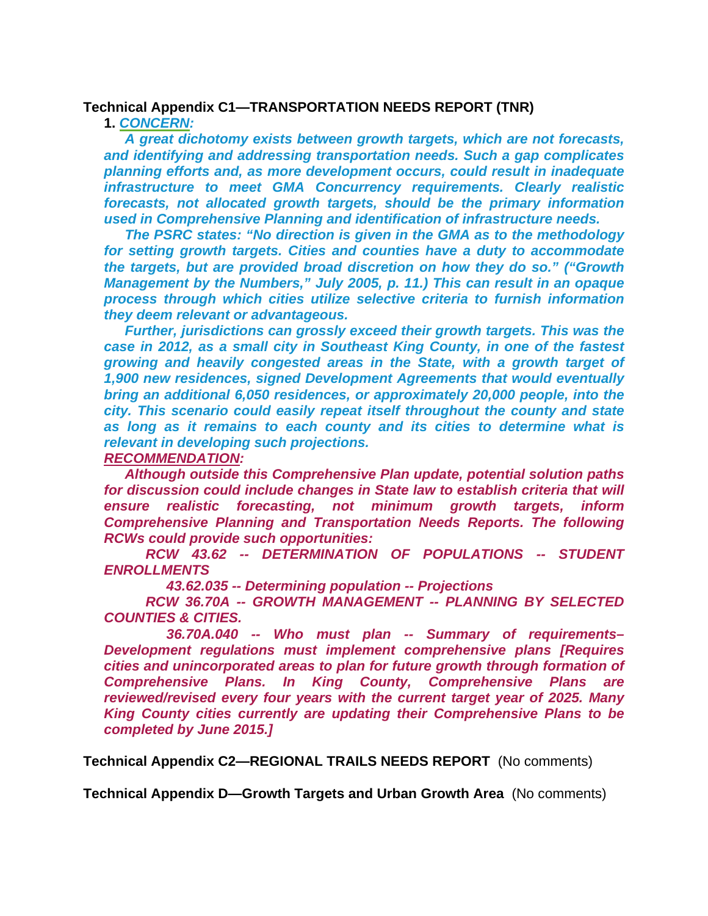**Technical Appendix C1—TRANSPORTATION NEEDS REPORT (TNR)**

**1.** ***CONCERN:***

***A great dichotomy exists between growth targets, which are not forecasts, and identifying and addressing transportation needs. Such a gap complicates planning efforts and, as more development occurs, could result in inadequate infrastructure to meet GMA Concurrency requirements. Clearly realistic forecasts, not allocated growth targets, should be the primary information used in Comprehensive Planning and identification of infrastructure needs.***

***The PSRC states: "No direction is given in the GMA as to the methodology for setting growth targets. Cities and counties have a duty to accommodate the targets, but are provided broad discretion on how they do so." ("Growth Management by the Numbers," July 2005, p. 11.) This can result in an opaque process through which cities utilize selective criteria to furnish information they deem relevant or advantageous.***

***Further, jurisdictions can grossly exceed their growth targets. This was the case in 2012, as a small city in Southeast King County, in one of the fastest growing and heavily congested areas in the State, with a growth target of 1,900 new residences, signed Development Agreements that would eventually bring an additional 6,050 residences, or approximately 20,000 people, into the city. This scenario could easily repeat itself throughout the county and state as long as it remains to each county and its cities to determine what is relevant in developing such projections.***

***RECOMMENDATION:***

***Although outside this Comprehensive Plan update, potential solution paths for discussion could include changes in State law to establish criteria that will ensure realistic forecasting, not minimum growth targets, inform Comprehensive Planning and Transportation Needs Reports. The following RCWs could provide such opportunities:***

***RCW 43.62 -- DETERMINATION OF POPULATIONS -- STUDENT ENROLLMENTS***

***43.62.035 -- Determining population -- Projections***

***RCW 36.70A -- GROWTH MANAGEMENT -- PLANNING BY SELECTED COUNTIES & CITIES.***

***36.70A.040 -- Who must plan -- Summary of requirements– Development regulations must implement comprehensive plans [Requires cities and unincorporated areas to plan for future growth through formation of Comprehensive Plans. In King County, Comprehensive Plans are reviewed/revised every four years with the current target year of 2025. Many King County cities currently are updating their Comprehensive Plans to be completed by June 2015.]***

**Technical Appendix C2—REGIONAL TRAILS NEEDS REPORT** (No comments)

**Technical Appendix D—Growth Targets and Urban Growth Area** (No comments)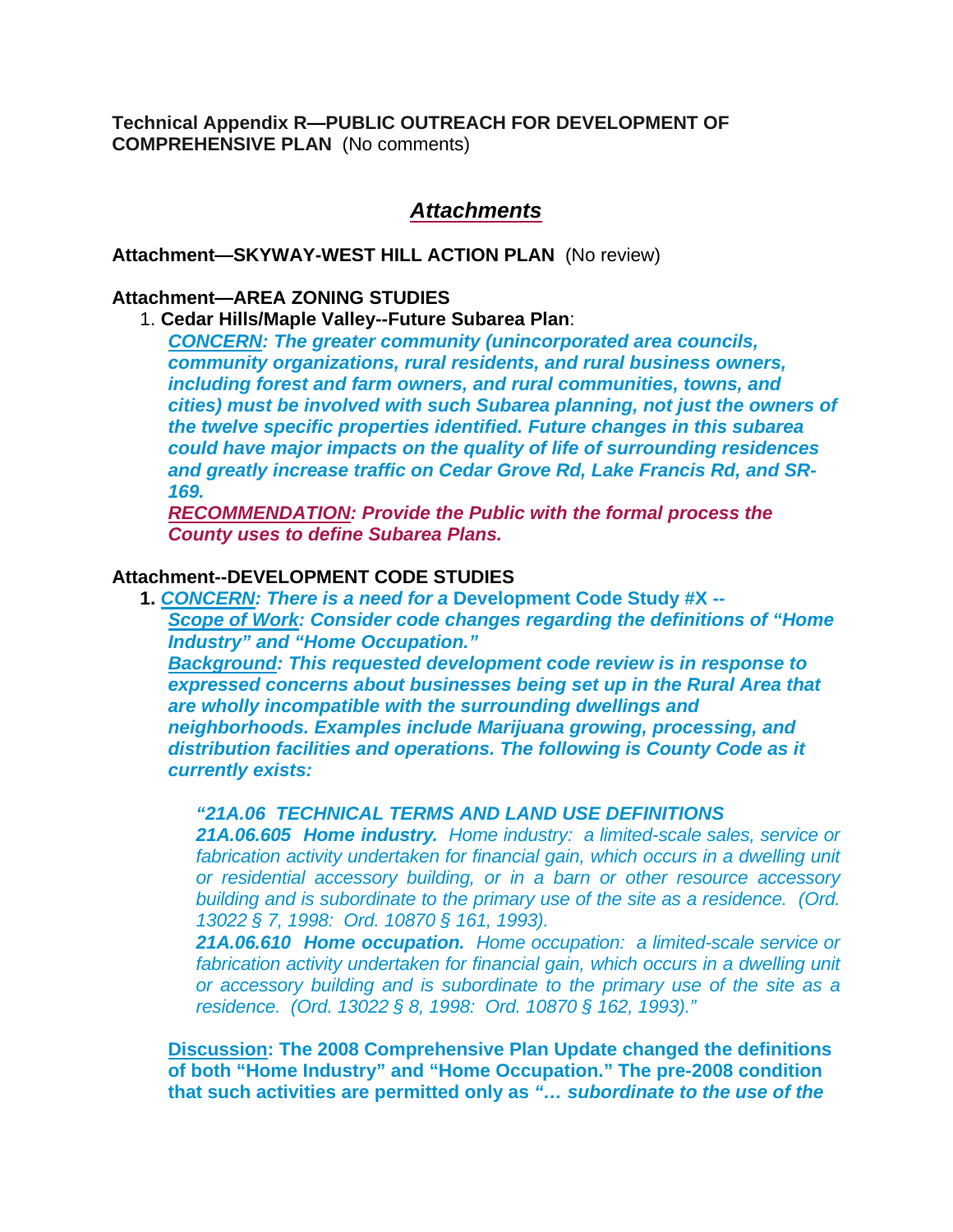**Technical Appendix R—PUBLIC OUTREACH FOR DEVELOPMENT OF COMPREHENSIVE PLAN** (No comments)

## *Attachments*

**Attachment—SKYWAY-WEST HILL ACTION PLAN** (No review)

**Attachment—AREA ZONING STUDIES**

1. **Cedar Hills/Maple Valley--Future Subarea Plan**:
   ***CONCERN: The greater community (unincorporated area councils, community organizations, rural residents, and rural business owners, including forest and farm owners, and rural communities, towns, and cities) must be involved with such Subarea planning, not just the owners of the twelve specific properties identified. Future changes in this subarea could have major impacts on the quality of life of surrounding residences and greatly increase traffic on Cedar Grove Rd, Lake Francis Rd, and SR-169.***
   ***RECOMMENDATION: Provide the Public with the formal process the County uses to define Subarea Plans.***

**Attachment--DEVELOPMENT CODE STUDIES**

1. ***CONCERN: There is a need for a* Development Code Study #X --**
   ***Scope of Work: Consider code changes regarding the definitions of "Home Industry" and "Home Occupation."***
   ***Background: This requested development code review is in response to expressed concerns about businesses being set up in the Rural Area that are wholly incompatible with the surrounding dwellings and neighborhoods. Examples include Marijuana growing, processing, and distribution facilities and operations. The following is County Code as it currently exists:***

   > *"21A.06 TECHNICAL TERMS AND LAND USE DEFINITIONS*
   > ***21A.06.605 Home industry.*** *Home industry: a limited-scale sales, service or fabrication activity undertaken for financial gain, which occurs in a dwelling unit or residential accessory building, or in a barn or other resource accessory building and is subordinate to the primary use of the site as a residence. (Ord. 13022 § 7, 1998: Ord. 10870 § 161, 1993).*
   > ***21A.06.610 Home occupation.*** *Home occupation: a limited-scale service or fabrication activity undertaken for financial gain, which occurs in a dwelling unit or accessory building and is subordinate to the primary use of the site as a residence. (Ord. 13022 § 8, 1998: Ord. 10870 § 162, 1993)."*

   **Discussion: The 2008 Comprehensive Plan Update changed the definitions of both "Home Industry" and "Home Occupation." The pre-2008 condition that such activities are permitted only as *"… subordinate to the use of the***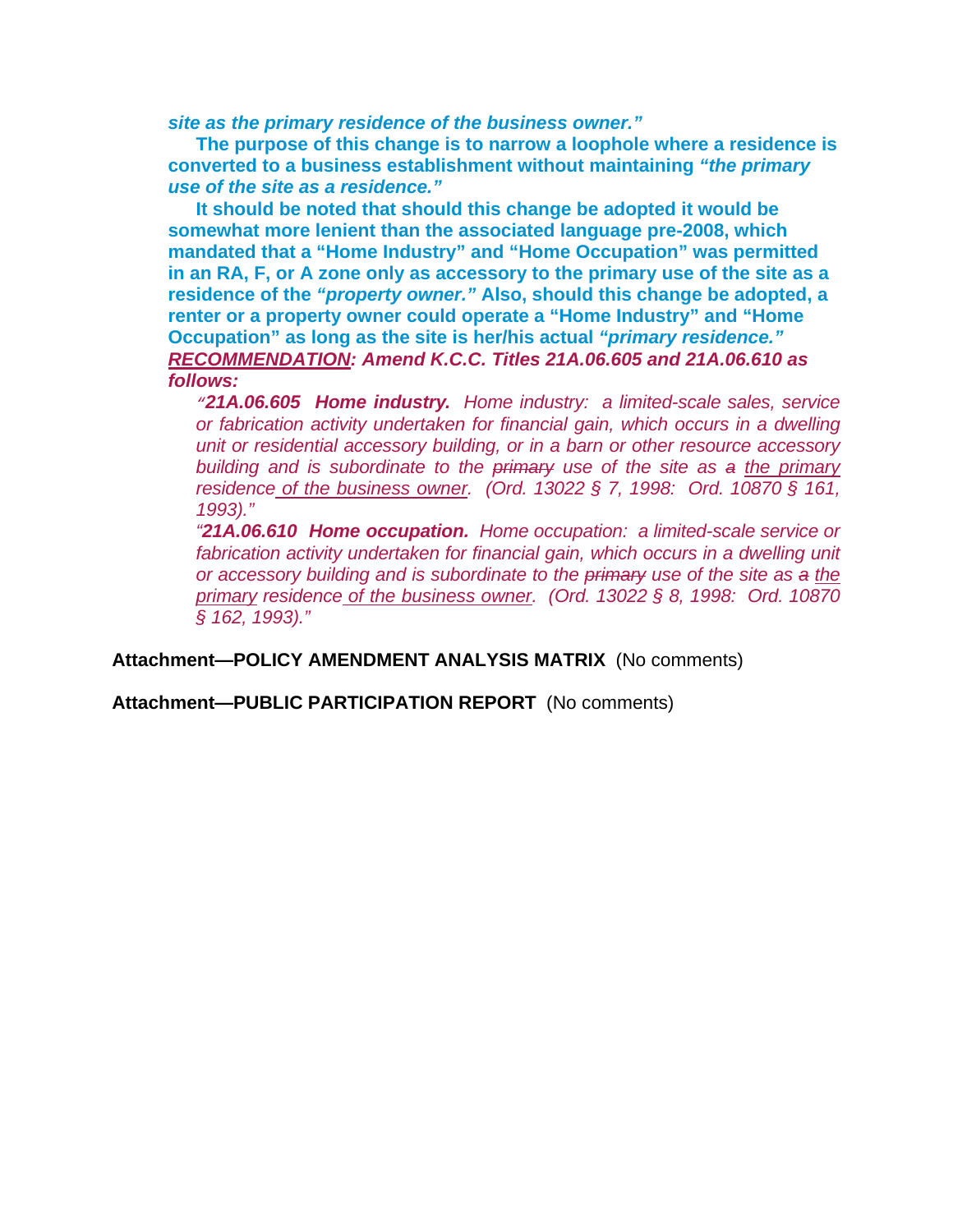***site as the primary residence of the business owner."***

**The purpose of this change is to narrow a loophole where a residence is converted to a business establishment without maintaining *"the primary use of the site as a residence."***

**It should be noted that should this change be adopted it would be somewhat more lenient than the associated language pre-2008, which mandated that a "Home Industry" and "Home Occupation" was permitted in an RA, F, or A zone only as accessory to the primary use of the site as a residence of the *"property owner."* Also, should this change be adopted, a renter or a property owner could operate a "Home Industry" and "Home Occupation" as long as the site is her/his actual *"primary residence."***

***<u>RECOMMENDATION</u>: Amend K.C.C. Titles 21A.06.605 and 21A.06.610 as follows:***

*"**21A.06.605 Home industry.** Home industry: a limited-scale sales, service or fabrication activity undertaken for financial gain, which occurs in a dwelling unit or residential accessory building, or in a barn or other resource accessory building and is subordinate to the ~~primary~~ use of the site as ~~a~~ <u>the primary</u> residence <u>of the business owner</u>. (Ord. 13022 § 7, 1998: Ord. 10870 § 161, 1993)."*

*"**21A.06.610 Home occupation.** Home occupation: a limited-scale service or fabrication activity undertaken for financial gain, which occurs in a dwelling unit or accessory building and is subordinate to the ~~primary~~ use of the site as ~~a~~ <u>the primary</u> residence <u>of the business owner</u>. (Ord. 13022 § 8, 1998: Ord. 10870 § 162, 1993)."*

**Attachment—POLICY AMENDMENT ANALYSIS MATRIX** (No comments)

**Attachment—PUBLIC PARTICIPATION REPORT** (No comments)